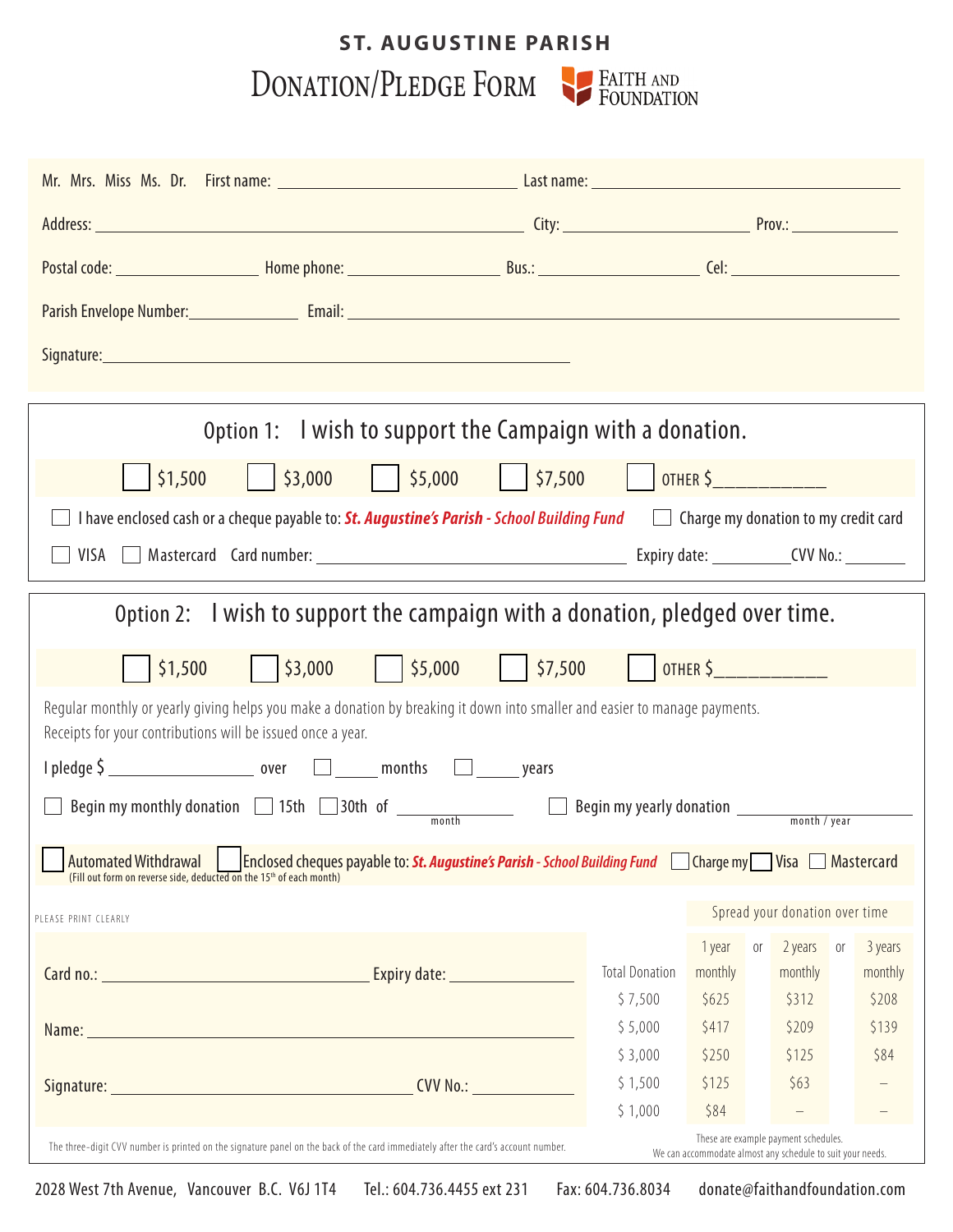# ST. AUGUSTINE PARISH

## DONATION/PLEDGE FORM

FAITH AND FOUNDATION

Mr. Mrs. Miss Ms. Dr. First name: ______________________ Last name: ______________________

Address: ______________________ City: ______________ Prov.: __________

Postal code: __________ Home phone: __________ Bus.: __________ Cel: __________

Parish Envelope Number: __________ Email: ______________________

Signature: ______________________

## Option 1: I wish to support the Campaign with a donation.

☐ $1,500 ☐ $3,000 ☐ $5,000 ☐ $7,500 ☐ OTHER $___________

☐ I have enclosed cash or a cheque payable to: ***St. Augustine's Parish - School Building Fund*** ☐ Charge my donation to my credit card

☐ VISA ☐ Mastercard Card number: ______________________ Expiry date: __________ CVV No.: __________

## Option 2: I wish to support the campaign with a donation, pledged over time.

☐ $1,500 ☐ $3,000 ☐ $5,000 ☐ $7,500 ☐ OTHER $___________

Regular monthly or yearly giving helps you make a donation by breaking it down into smaller and easier to manage payments.
Receipts for your contributions will be issued once a year.

I pledge $ __________ over ☐ _____ months ☐ _____ years

☐ Begin my monthly donation ☐ 15th ☐ 30th of __________ (month) ☐ Begin my yearly donation __________ (month / year)

☐ Automated Withdrawal (Fill out form on reverse side, deducted on the 15th of each month) ☐ Enclosed cheques payable to: ***St. Augustine's Parish - School Building Fund*** ☐ Charge my ☐ Visa ☐ Mastercard

PLEASE PRINT CLEARLY

Card no.: ______________________ Expiry date: __________

Name: ______________________

Signature: ______________________ CVV No.: __________

The three-digit CVV number is printed on the signature panel on the back of the card immediately after the card's account number.

Spread your donation over time

| Total Donation | 1 year monthly | or | 2 years monthly | or | 3 years monthly |
|---|---|---|---|---|---|
| $ 7,500 | $625 | | $312 | | $208 |
| $ 5,000 | $417 | | $209 | | $139 |
| $ 3,000 | $250 | | $125 | | $84 |
| $ 1,500 | $125 | | $63 | | – |
| $ 1,000 | $84 | | – | | – |

These are example payment schedules.
We can accommodate almost any schedule to suit your needs.

2028 West 7th Avenue, Vancouver B.C. V6J 1T4 Tel.: 604.736.4455 ext 231 Fax: 604.736.8034 donate@faithandfoundation.com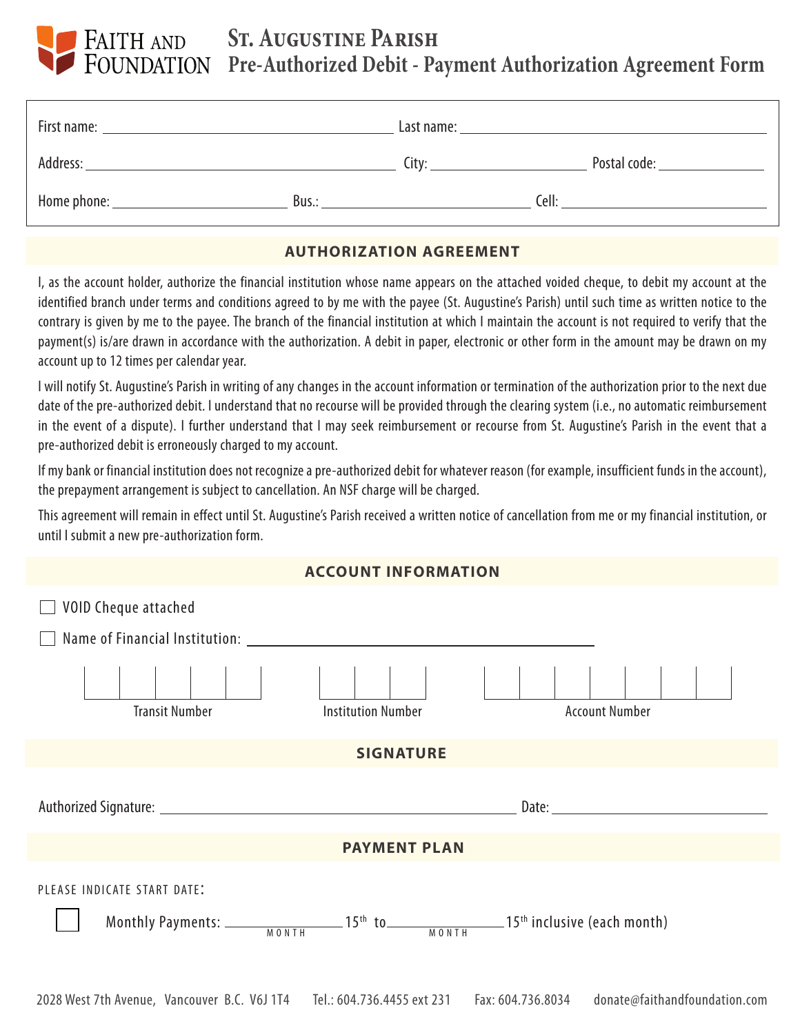Faith and Foundation

# St. Augustine Parish
## Pre-Authorized Debit - Payment Authorization Agreement Form

First name: ______________________ Last name: ______________________

Address: ______________________ City: ______________ Postal code: ____________

Home phone: ______________ Bus.: ______________ Cell: ______________

### AUTHORIZATION AGREEMENT

I, as the account holder, authorize the financial institution whose name appears on the attached voided cheque, to debit my account at the identified branch under terms and conditions agreed to by me with the payee (St. Augustine's Parish) until such time as written notice to the contrary is given by me to the payee. The branch of the financial institution at which I maintain the account is not required to verify that the payment(s) is/are drawn in accordance with the authorization. A debit in paper, electronic or other form in the amount may be drawn on my account up to 12 times per calendar year.

I will notify St. Augustine's Parish in writing of any changes in the account information or termination of the authorization prior to the next due date of the pre-authorized debit. I understand that no recourse will be provided through the clearing system (i.e., no automatic reimbursement in the event of a dispute). I further understand that I may seek reimbursement or recourse from St. Augustine's Parish in the event that a pre-authorized debit is erroneously charged to my account.

If my bank or financial institution does not recognize a pre-authorized debit for whatever reason (for example, insufficient funds in the account), the prepayment arrangement is subject to cancellation. An NSF charge will be charged.

This agreement will remain in effect until St. Augustine's Parish received a written notice of cancellation from me or my financial institution, or until I submit a new pre-authorization form.

### ACCOUNT INFORMATION

☐ VOID Cheque attached

☐ Name of Financial Institution: ______________________

| | | | | | |
|---|---|---|---|---|---|
| Transit Number | | | | | |
| Institution Number | | | | | |
| Account Number | | | | | |

### SIGNATURE

Authorized Signature: ______________________ Date: ______________

### PAYMENT PLAN

PLEASE INDICATE START DATE:

☐ Monthly Payments: ____________ (MONTH) 15th to ____________ (MONTH) 15th inclusive (each month)

2028 West 7th Avenue, Vancouver B.C. V6J 1T4 Tel.: 604.736.4455 ext 231 Fax: 604.736.8034 donate@faithandfoundation.com